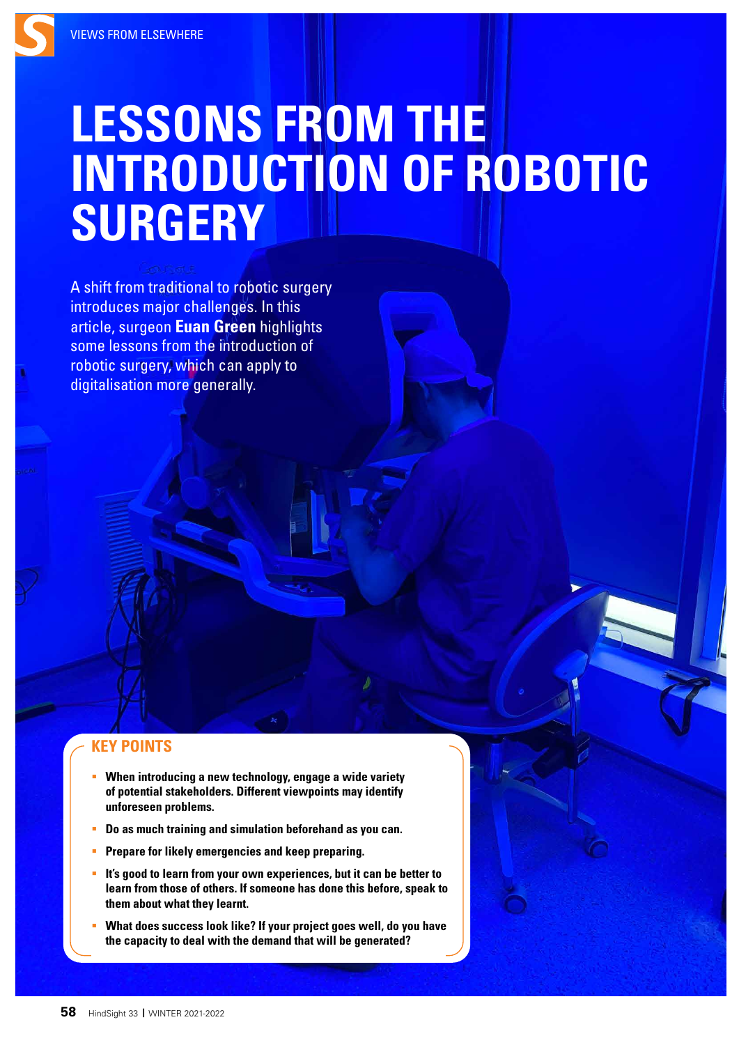VIEWS FROM ELSEWHERE

# LESSONS FROM THE INTRODUCTION OF ROBOTIC SURGERY

A shift from traditional to robotic surgery introduces major challenges. In this article, surgeon **Euan Green** highlights some lessons from the introduction of robotic surgery, which can apply to digitalisation more generally.

## KEY POINTS

- **When introducing a new technology, engage a wide variety of potential stakeholders. Different viewpoints may identify unforeseen problems.**
- **Do as much training and simulation beforehand as you can.**
- **Prepare for likely emergencies and keep preparing.**
- **It's good to learn from your own experiences, but it can be better to learn from those of others. If someone has done this before, speak to them about what they learnt.**
- **What does success look like? If your project goes well, do you have the capacity to deal with the demand that will be generated?**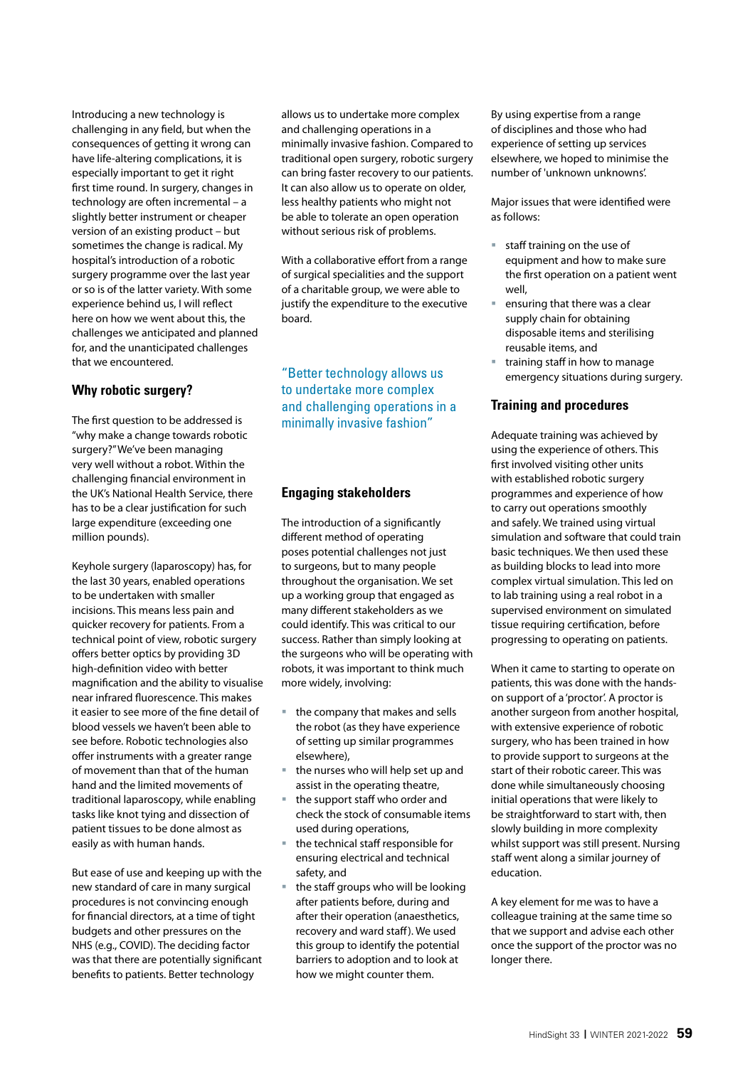Introducing a new technology is challenging in any field, but when the consequences of getting it wrong can have life-altering complications, it is especially important to get it right first time round. In surgery, changes in technology are often incremental – a slightly better instrument or cheaper version of an existing product – but sometimes the change is radical. My hospital's introduction of a robotic surgery programme over the last year or so is of the latter variety. With some experience behind us, I will reflect here on how we went about this, the challenges we anticipated and planned for, and the unanticipated challenges that we encountered.

## Why robotic surgery?

The first question to be addressed is "why make a change towards robotic surgery?" We've been managing very well without a robot. Within the challenging financial environment in the UK's National Health Service, there has to be a clear justification for such large expenditure (exceeding one million pounds).

Keyhole surgery (laparoscopy) has, for the last 30 years, enabled operations to be undertaken with smaller incisions. This means less pain and quicker recovery for patients. From a technical point of view, robotic surgery offers better optics by providing 3D high-definition video with better magnification and the ability to visualise near infrared fluorescence. This makes it easier to see more of the fine detail of blood vessels we haven't been able to see before. Robotic technologies also offer instruments with a greater range of movement than that of the human hand and the limited movements of traditional laparoscopy, while enabling tasks like knot tying and dissection of patient tissues to be done almost as easily as with human hands.

But ease of use and keeping up with the new standard of care in many surgical procedures is not convincing enough for financial directors, at a time of tight budgets and other pressures on the NHS (e.g., COVID). The deciding factor was that there are potentially significant benefits to patients. Better technology allows us to undertake more complex and challenging operations in a minimally invasive fashion. Compared to traditional open surgery, robotic surgery can bring faster recovery to our patients. It can also allow us to operate on older, less healthy patients who might not be able to tolerate an open operation without serious risk of problems.

With a collaborative effort from a range of surgical specialities and the support of a charitable group, we were able to justify the expenditure to the executive board.

> "Better technology allows us to undertake more complex and challenging operations in a minimally invasive fashion"

## Engaging stakeholders

The introduction of a significantly different method of operating poses potential challenges not just to surgeons, but to many people throughout the organisation. We set up a working group that engaged as many different stakeholders as we could identify. This was critical to our success. Rather than simply looking at the surgeons who will be operating with robots, it was important to think much more widely, involving:

- the company that makes and sells the robot (as they have experience of setting up similar programmes elsewhere),
- the nurses who will help set up and assist in the operating theatre,
- the support staff who order and check the stock of consumable items used during operations,
- the technical staff responsible for ensuring electrical and technical safety, and
- the staff groups who will be looking after patients before, during and after their operation (anaesthetics, recovery and ward staff). We used this group to identify the potential barriers to adoption and to look at how we might counter them.

By using expertise from a range of disciplines and those who had experience of setting up services elsewhere, we hoped to minimise the number of 'unknown unknowns'.

Major issues that were identified were as follows:

- staff training on the use of equipment and how to make sure the first operation on a patient went well,
- ensuring that there was a clear supply chain for obtaining disposable items and sterilising reusable items, and
- training staff in how to manage emergency situations during surgery.

## Training and procedures

Adequate training was achieved by using the experience of others. This first involved visiting other units with established robotic surgery programmes and experience of how to carry out operations smoothly and safely. We trained using virtual simulation and software that could train basic techniques. We then used these as building blocks to lead into more complex virtual simulation. This led on to lab training using a real robot in a supervised environment on simulated tissue requiring certification, before progressing to operating on patients.

When it came to starting to operate on patients, this was done with the hands-on support of a 'proctor'. A proctor is another surgeon from another hospital, with extensive experience of robotic surgery, who has been trained in how to provide support to surgeons at the start of their robotic career. This was done while simultaneously choosing initial operations that were likely to be straightforward to start with, then slowly building in more complexity whilst support was still present. Nursing staff went along a similar journey of education.

A key element for me was to have a colleague training at the same time so that we support and advise each other once the support of the proctor was no longer there.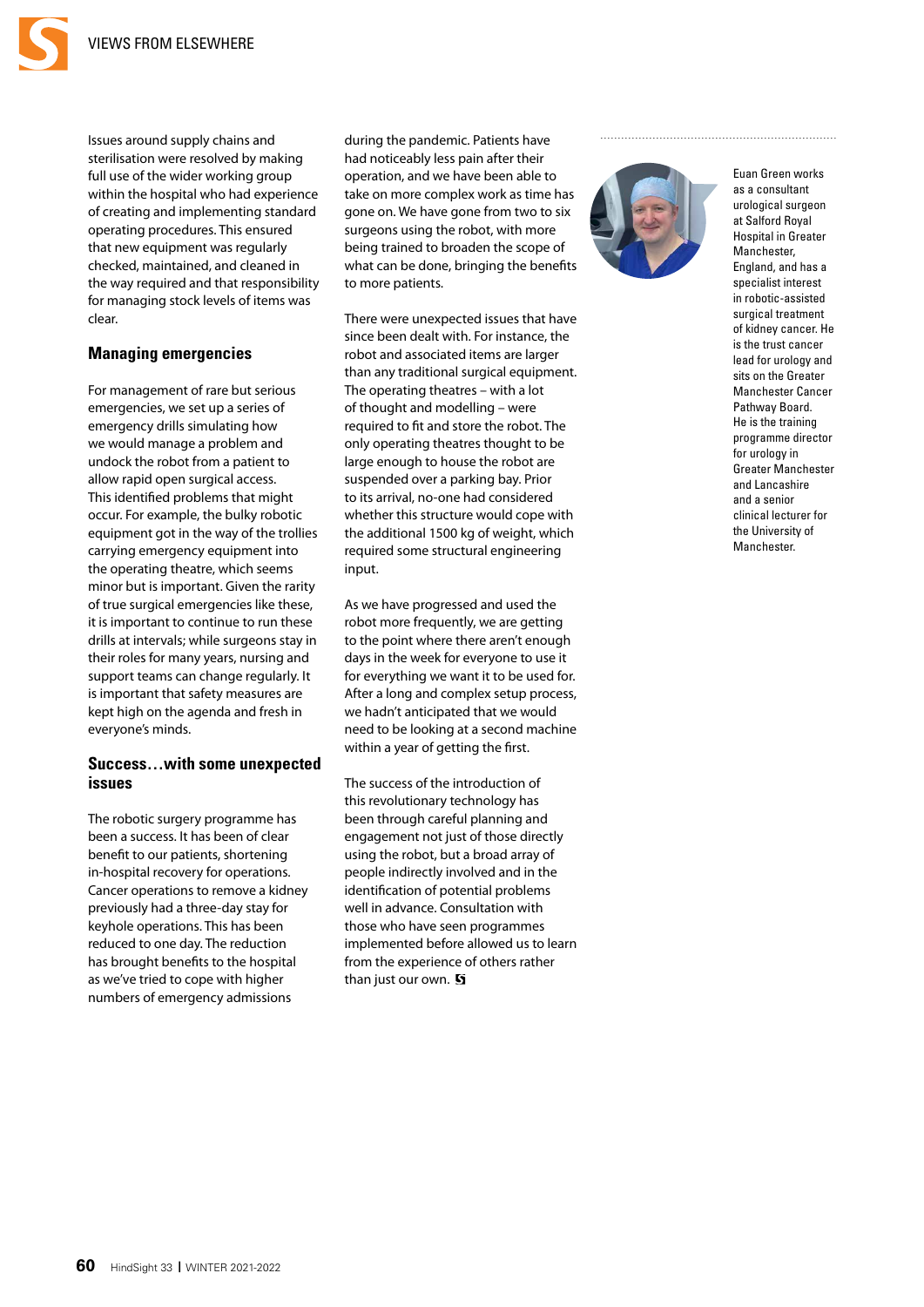Issues around supply chains and sterilisation were resolved by making full use of the wider working group within the hospital who had experience of creating and implementing standard operating procedures. This ensured that new equipment was regularly checked, maintained, and cleaned in the way required and that responsibility for managing stock levels of items was clear.

## Managing emergencies

For management of rare but serious emergencies, we set up a series of emergency drills simulating how we would manage a problem and undock the robot from a patient to allow rapid open surgical access. This identified problems that might occur. For example, the bulky robotic equipment got in the way of the trollies carrying emergency equipment into the operating theatre, which seems minor but is important. Given the rarity of true surgical emergencies like these, it is important to continue to run these drills at intervals; while surgeons stay in their roles for many years, nursing and support teams can change regularly. It is important that safety measures are kept high on the agenda and fresh in everyone's minds.

## Success…with some unexpected issues

The robotic surgery programme has been a success. It has been of clear benefit to our patients, shortening in-hospital recovery for operations. Cancer operations to remove a kidney previously had a three-day stay for keyhole operations. This has been reduced to one day. The reduction has brought benefits to the hospital as we've tried to cope with higher numbers of emergency admissions during the pandemic. Patients have had noticeably less pain after their operation, and we have been able to take on more complex work as time has gone on. We have gone from two to six surgeons using the robot, with more being trained to broaden the scope of what can be done, bringing the benefits to more patients.

There were unexpected issues that have since been dealt with. For instance, the robot and associated items are larger than any traditional surgical equipment. The operating theatres – with a lot of thought and modelling – were required to fit and store the robot. The only operating theatres thought to be large enough to house the robot are suspended over a parking bay. Prior to its arrival, no-one had considered whether this structure would cope with the additional 1500 kg of weight, which required some structural engineering input.

As we have progressed and used the robot more frequently, we are getting to the point where there aren't enough days in the week for everyone to use it for everything we want it to be used for. After a long and complex setup process, we hadn't anticipated that we would need to be looking at a second machine within a year of getting the first.

The success of the introduction of this revolutionary technology has been through careful planning and engagement not just of those directly using the robot, but a broad array of people indirectly involved and in the identification of potential problems well in advance. Consultation with those who have seen programmes implemented before allowed us to learn from the experience of others rather than just our own.

Euan Green works as a consultant urological surgeon at Salford Royal Hospital in Greater Manchester, England, and has a specialist interest in robotic-assisted surgical treatment of kidney cancer. He is the trust cancer lead for urology and sits on the Greater Manchester Cancer Pathway Board. He is the training programme director for urology in Greater Manchester and Lancashire and a senior clinical lecturer for the University of Manchester.